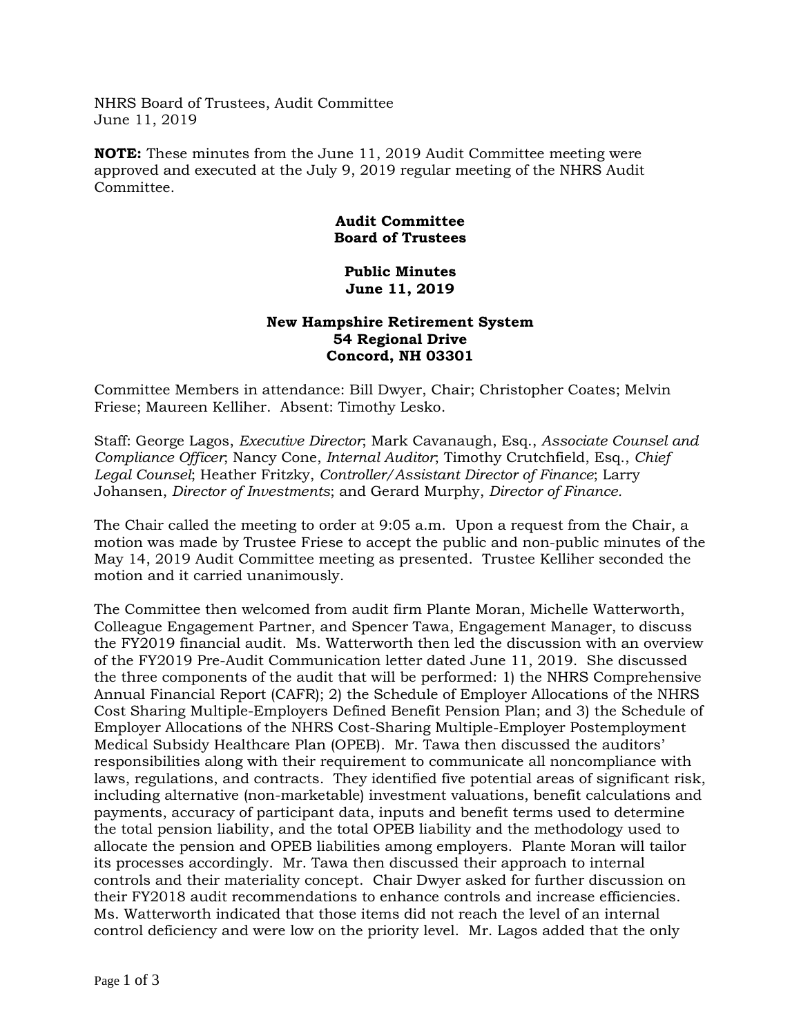NHRS Board of Trustees, Audit Committee
June 11, 2019

**NOTE:** These minutes from the June 11, 2019 Audit Committee meeting were approved and executed at the July 9, 2019 regular meeting of the NHRS Audit Committee.

**Audit Committee**
**Board of Trustees**

**Public Minutes**
**June 11, 2019**

**New Hampshire Retirement System**
**54 Regional Drive**
**Concord, NH 03301**

Committee Members in attendance: Bill Dwyer, Chair; Christopher Coates; Melvin Friese; Maureen Kelliher. Absent: Timothy Lesko.

Staff: George Lagos, *Executive Director*; Mark Cavanaugh, Esq., *Associate Counsel and Compliance Officer*; Nancy Cone, *Internal Auditor*; Timothy Crutchfield, Esq., *Chief Legal Counsel*; Heather Fritzky, *Controller/Assistant Director of Finance*; Larry Johansen, *Director of Investments*; and Gerard Murphy, *Director of Finance*.

The Chair called the meeting to order at 9:05 a.m. Upon a request from the Chair, a motion was made by Trustee Friese to accept the public and non-public minutes of the May 14, 2019 Audit Committee meeting as presented. Trustee Kelliher seconded the motion and it carried unanimously.

The Committee then welcomed from audit firm Plante Moran, Michelle Watterworth, Colleague Engagement Partner, and Spencer Tawa, Engagement Manager, to discuss the FY2019 financial audit. Ms. Watterworth then led the discussion with an overview of the FY2019 Pre-Audit Communication letter dated June 11, 2019. She discussed the three components of the audit that will be performed: 1) the NHRS Comprehensive Annual Financial Report (CAFR); 2) the Schedule of Employer Allocations of the NHRS Cost Sharing Multiple-Employers Defined Benefit Pension Plan; and 3) the Schedule of Employer Allocations of the NHRS Cost-Sharing Multiple-Employer Postemployment Medical Subsidy Healthcare Plan (OPEB). Mr. Tawa then discussed the auditors' responsibilities along with their requirement to communicate all noncompliance with laws, regulations, and contracts. They identified five potential areas of significant risk, including alternative (non-marketable) investment valuations, benefit calculations and payments, accuracy of participant data, inputs and benefit terms used to determine the total pension liability, and the total OPEB liability and the methodology used to allocate the pension and OPEB liabilities among employers. Plante Moran will tailor its processes accordingly. Mr. Tawa then discussed their approach to internal controls and their materiality concept. Chair Dwyer asked for further discussion on their FY2018 audit recommendations to enhance controls and increase efficiencies. Ms. Watterworth indicated that those items did not reach the level of an internal control deficiency and were low on the priority level. Mr. Lagos added that the only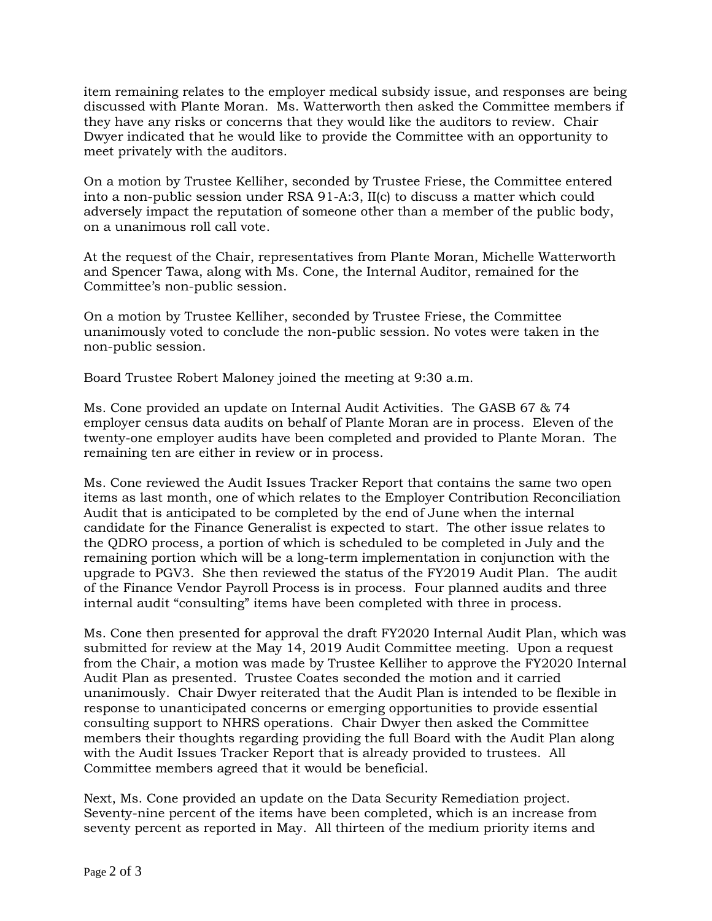item remaining relates to the employer medical subsidy issue, and responses are being discussed with Plante Moran. Ms. Watterworth then asked the Committee members if they have any risks or concerns that they would like the auditors to review. Chair Dwyer indicated that he would like to provide the Committee with an opportunity to meet privately with the auditors.

On a motion by Trustee Kelliher, seconded by Trustee Friese, the Committee entered into a non-public session under RSA 91-A:3, II(c) to discuss a matter which could adversely impact the reputation of someone other than a member of the public body, on a unanimous roll call vote.

At the request of the Chair, representatives from Plante Moran, Michelle Watterworth and Spencer Tawa, along with Ms. Cone, the Internal Auditor, remained for the Committee's non-public session.

On a motion by Trustee Kelliher, seconded by Trustee Friese, the Committee unanimously voted to conclude the non-public session. No votes were taken in the non-public session.

Board Trustee Robert Maloney joined the meeting at 9:30 a.m.

Ms. Cone provided an update on Internal Audit Activities. The GASB 67 & 74 employer census data audits on behalf of Plante Moran are in process. Eleven of the twenty-one employer audits have been completed and provided to Plante Moran. The remaining ten are either in review or in process.

Ms. Cone reviewed the Audit Issues Tracker Report that contains the same two open items as last month, one of which relates to the Employer Contribution Reconciliation Audit that is anticipated to be completed by the end of June when the internal candidate for the Finance Generalist is expected to start. The other issue relates to the QDRO process, a portion of which is scheduled to be completed in July and the remaining portion which will be a long-term implementation in conjunction with the upgrade to PGV3. She then reviewed the status of the FY2019 Audit Plan. The audit of the Finance Vendor Payroll Process is in process. Four planned audits and three internal audit "consulting" items have been completed with three in process.

Ms. Cone then presented for approval the draft FY2020 Internal Audit Plan, which was submitted for review at the May 14, 2019 Audit Committee meeting. Upon a request from the Chair, a motion was made by Trustee Kelliher to approve the FY2020 Internal Audit Plan as presented. Trustee Coates seconded the motion and it carried unanimously. Chair Dwyer reiterated that the Audit Plan is intended to be flexible in response to unanticipated concerns or emerging opportunities to provide essential consulting support to NHRS operations. Chair Dwyer then asked the Committee members their thoughts regarding providing the full Board with the Audit Plan along with the Audit Issues Tracker Report that is already provided to trustees. All Committee members agreed that it would be beneficial.

Next, Ms. Cone provided an update on the Data Security Remediation project. Seventy-nine percent of the items have been completed, which is an increase from seventy percent as reported in May. All thirteen of the medium priority items and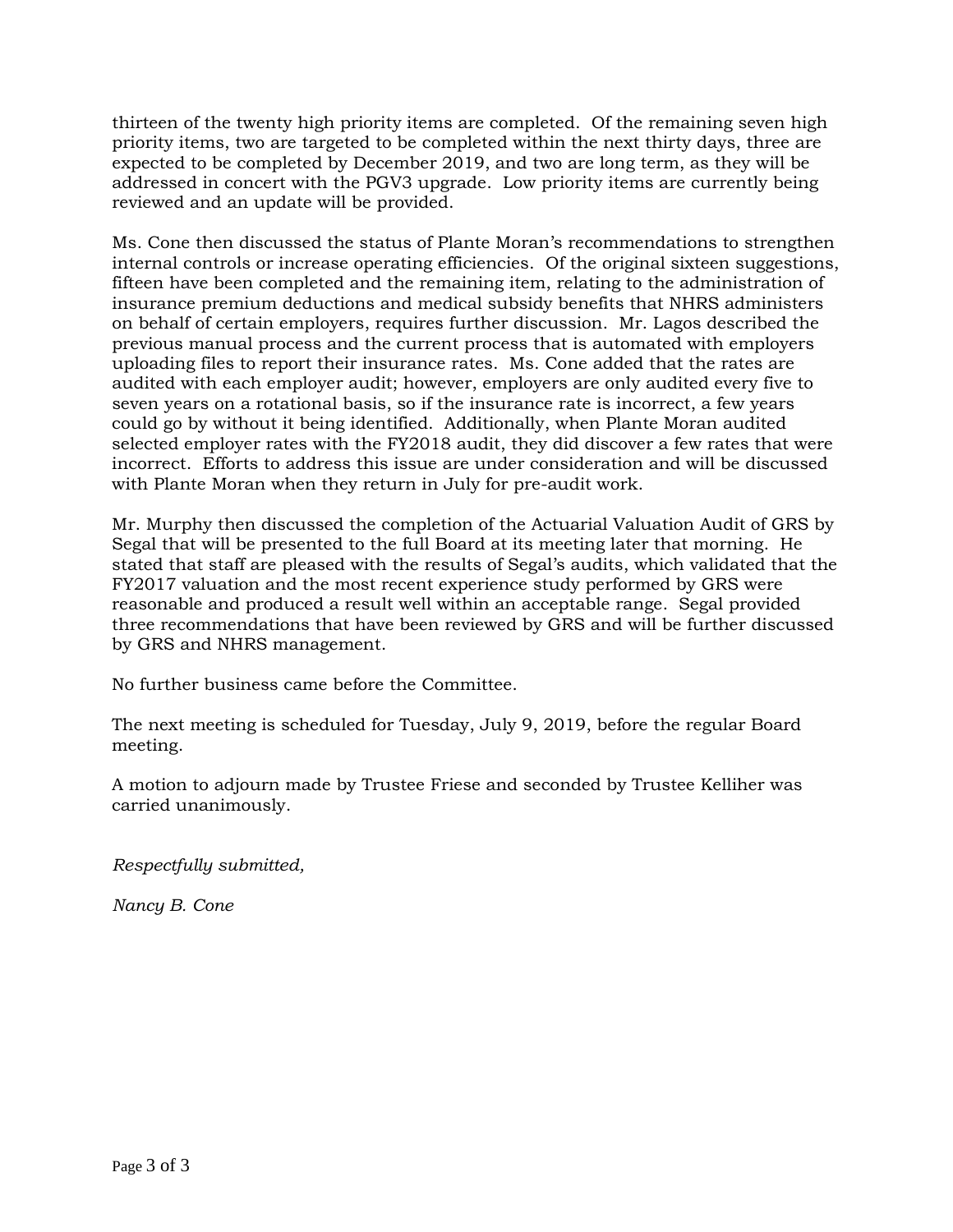thirteen of the twenty high priority items are completed. Of the remaining seven high priority items, two are targeted to be completed within the next thirty days, three are expected to be completed by December 2019, and two are long term, as they will be addressed in concert with the PGV3 upgrade. Low priority items are currently being reviewed and an update will be provided.

Ms. Cone then discussed the status of Plante Moran's recommendations to strengthen internal controls or increase operating efficiencies. Of the original sixteen suggestions, fifteen have been completed and the remaining item, relating to the administration of insurance premium deductions and medical subsidy benefits that NHRS administers on behalf of certain employers, requires further discussion. Mr. Lagos described the previous manual process and the current process that is automated with employers uploading files to report their insurance rates. Ms. Cone added that the rates are audited with each employer audit; however, employers are only audited every five to seven years on a rotational basis, so if the insurance rate is incorrect, a few years could go by without it being identified. Additionally, when Plante Moran audited selected employer rates with the FY2018 audit, they did discover a few rates that were incorrect. Efforts to address this issue are under consideration and will be discussed with Plante Moran when they return in July for pre-audit work.

Mr. Murphy then discussed the completion of the Actuarial Valuation Audit of GRS by Segal that will be presented to the full Board at its meeting later that morning. He stated that staff are pleased with the results of Segal's audits, which validated that the FY2017 valuation and the most recent experience study performed by GRS were reasonable and produced a result well within an acceptable range. Segal provided three recommendations that have been reviewed by GRS and will be further discussed by GRS and NHRS management.

No further business came before the Committee.

The next meeting is scheduled for Tuesday, July 9, 2019, before the regular Board meeting.

A motion to adjourn made by Trustee Friese and seconded by Trustee Kelliher was carried unanimously.

*Respectfully submitted,*

*Nancy B. Cone*